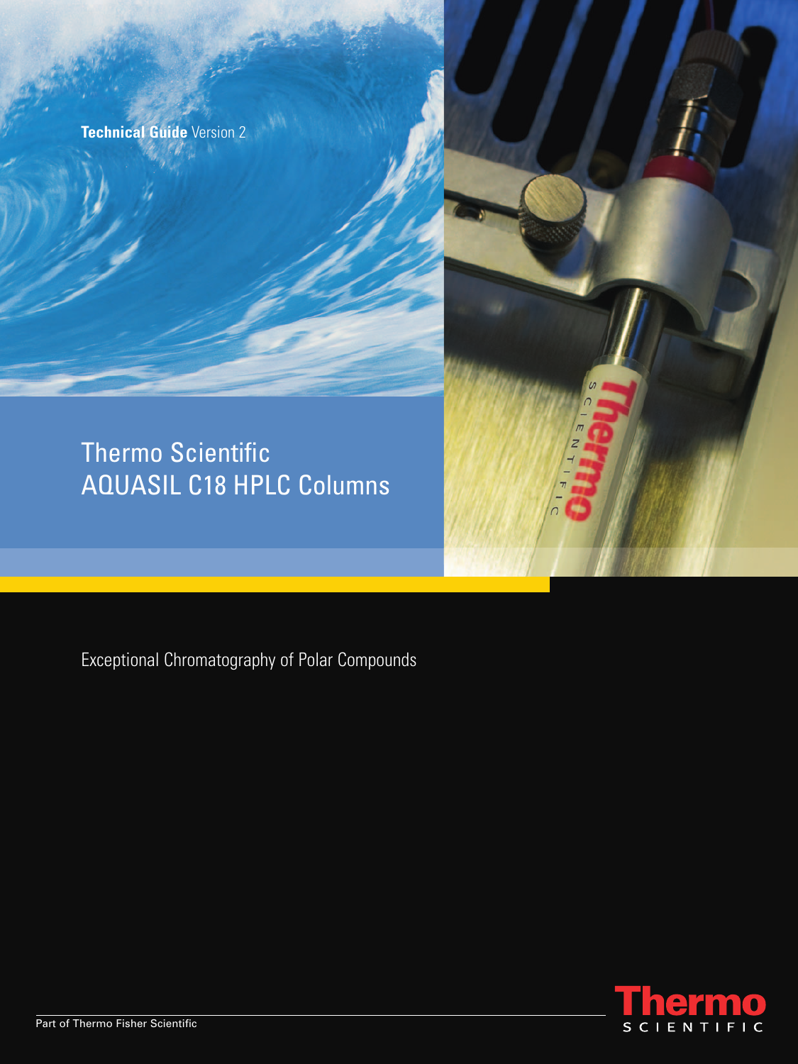**Technical Guide** Version 2

# Thermo Scientific AQUASIL C18 HPLC Columns

Exceptional Chromatography of Polar Compounds

Part of Thermo Fisher Scientific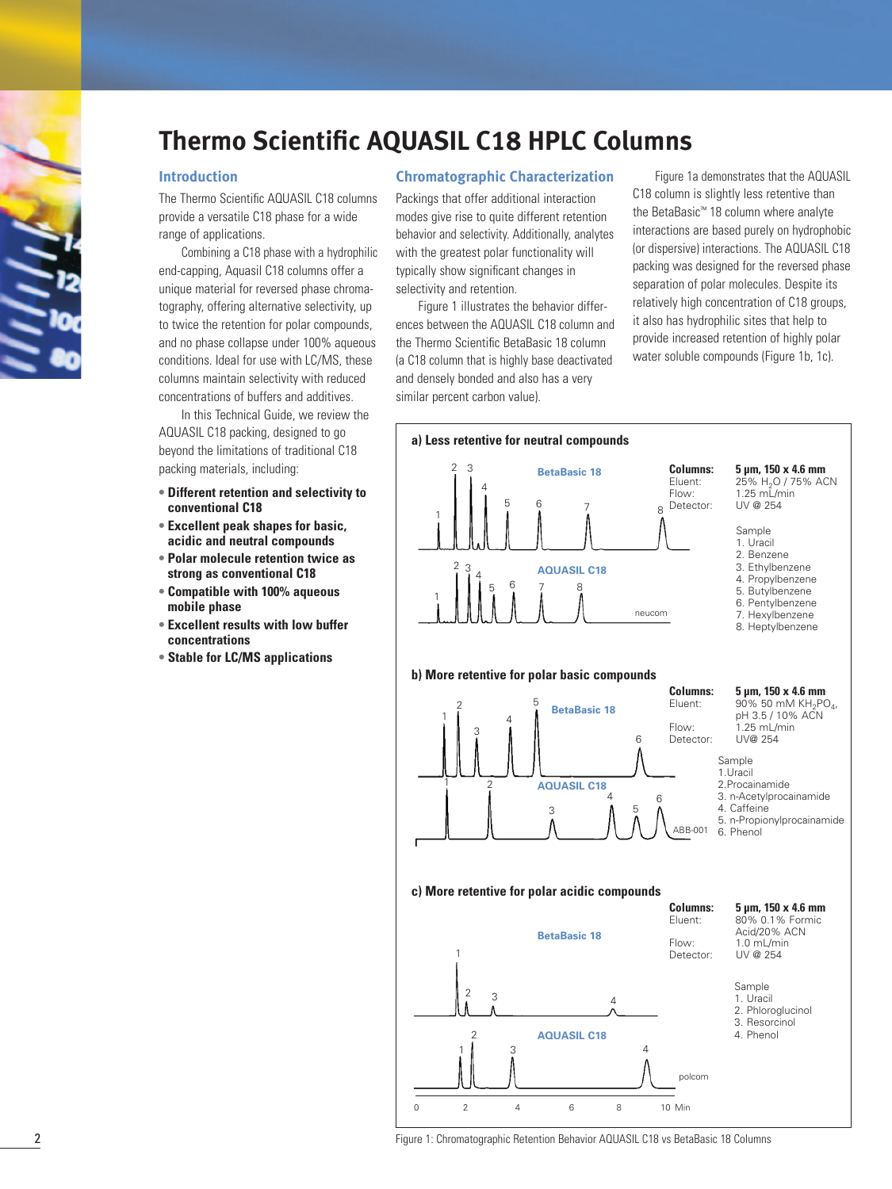# Thermo Scientific AQUASIL C18 HPLC Columns

## Introduction

The Thermo Scientific AQUASIL C18 columns provide a versatile C18 phase for a wide range of applications.

Combining a C18 phase with a hydrophilic end-capping, Aquasil C18 columns offer a unique material for reversed phase chromatography, offering alternative selectivity, up to twice the retention for polar compounds, and no phase collapse under 100% aqueous conditions. Ideal for use with LC/MS, these columns maintain selectivity with reduced concentrations of buffers and additives.

In this Technical Guide, we review the AQUASIL C18 packing, designed to go beyond the limitations of traditional C18 packing materials, including:

- **Different retention and selectivity to conventional C18**
- **Excellent peak shapes for basic, acidic and neutral compounds**
- **Polar molecule retention twice as strong as conventional C18**
- **Compatible with 100% aqueous mobile phase**
- **Excellent results with low buffer concentrations**
- **Stable for LC/MS applications**

## Chromatographic Characterization

Packings that offer additional interaction modes give rise to quite different retention behavior and selectivity. Additionally, analytes with the greatest polar functionality will typically show significant changes in selectivity and retention.

Figure 1 illustrates the behavior differences between the AQUASIL C18 column and the Thermo Scientific BetaBasic 18 column (a C18 column that is highly base deactivated and densely bonded and also has a very similar percent carbon value).

Figure 1a demonstrates that the AQUASIL C18 column is slightly less retentive than the BetaBasic™ 18 column where analyte interactions are based purely on hydrophobic (or dispersive) interactions. The AQUASIL C18 packing was designed for the reversed phase separation of polar molecules. Despite its relatively high concentration of C18 groups, it also has hydrophilic sites that help to provide increased retention of highly polar water soluble compounds (Figure 1b, 1c).

**a) Less retentive for neutral compounds**

Columns: 5 µm, 150 x 4.6 mm
Eluent: 25% $H_2O$ / 75% ACN
Flow: 1.25 mL/min
Detector: UV @ 254

Sample
1. Uracil
2. Benzene
3. Ethylbenzene
4. Propylbenzene
5. Butylbenzene
6. Pentylbenzene
7. Hexylbenzene
8. Heptylbenzene

**b) More retentive for polar basic compounds**

Columns: 5 µm, 150 x 4.6 mm
Eluent: 90% 50 mM $KH_2PO_4$, pH 3.5 / 10% ACN
Flow: 1.25 mL/min
Detector: UV@ 254

Sample
1. Uracil
2. Procainamide
3. n-Acetylprocainamide
4. Caffeine
5. n-Propionylprocainamide
6. Phenol

**c) More retentive for polar acidic compounds**

Columns: 5 µm, 150 x 4.6 mm
Eluent: 80% 0.1% Formic Acid/20% ACN
Flow: 1.0 mL/min
Detector: UV @ 254

Sample
1. Uracil
2. Phloroglucinol
3. Resorcinol
4. Phenol

Figure 1: Chromatographic Retention Behavior AQUASIL C18 vs BetaBasic 18 Columns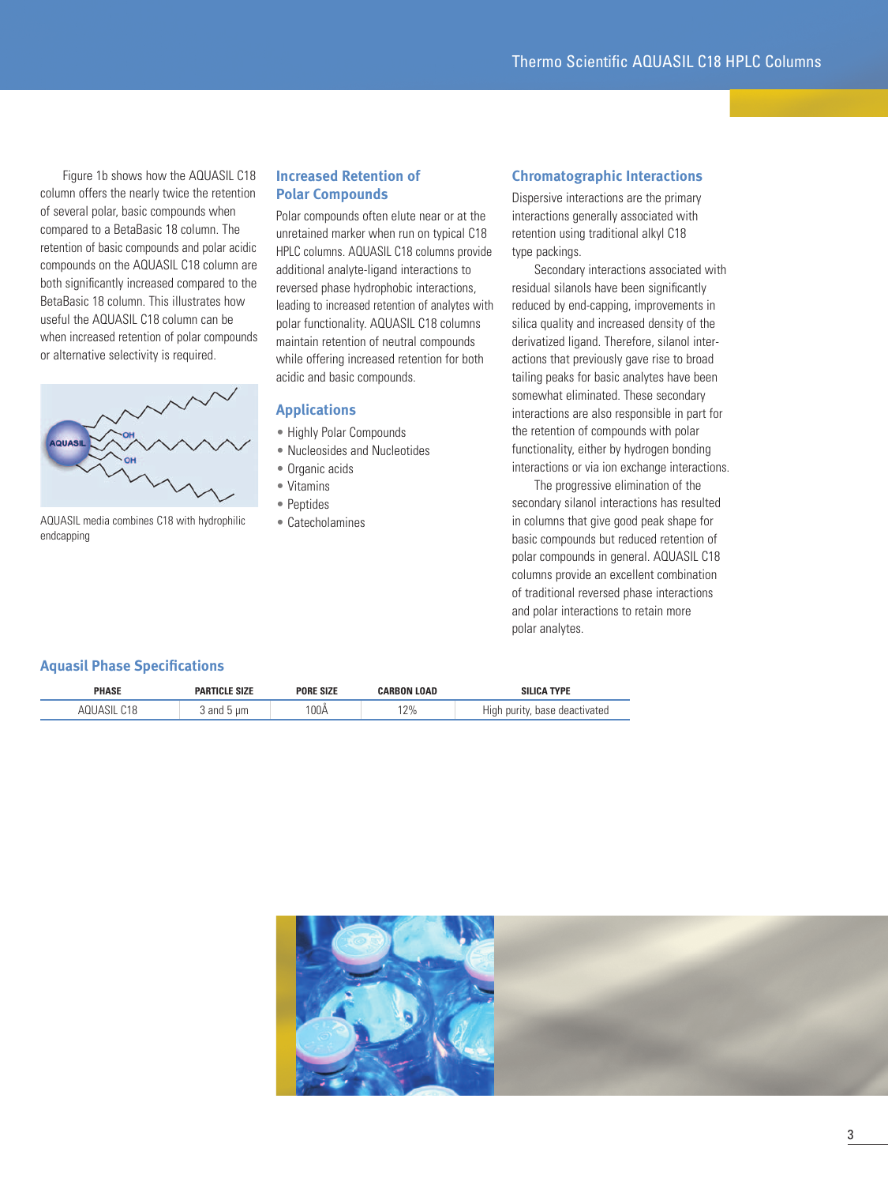Figure 1b shows how the AQUASIL C18 column offers the nearly twice the retention of several polar, basic compounds when compared to a BetaBasic 18 column. The retention of basic compounds and polar acidic compounds on the AQUASIL C18 column are both significantly increased compared to the BetaBasic 18 column. This illustrates how useful the AQUASIL C18 column can be when increased retention of polar compounds or alternative selectivity is required.

AQUASIL media combines C18 with hydrophilic endcapping

## Increased Retention of Polar Compounds

Polar compounds often elute near or at the unretained marker when run on typical C18 HPLC columns. AQUASIL C18 columns provide additional analyte-ligand interactions to reversed phase hydrophobic interactions, leading to increased retention of analytes with polar functionality. AQUASIL C18 columns maintain retention of neutral compounds while offering increased retention for both acidic and basic compounds.

## Applications

- Highly Polar Compounds
- Nucleosides and Nucleotides
- Organic acids
- Vitamins
- Peptides
- Catecholamines

## Chromatographic Interactions

Dispersive interactions are the primary interactions generally associated with retention using traditional alkyl C18 type packings.

Secondary interactions associated with residual silanols have been significantly reduced by end-capping, improvements in silica quality and increased density of the derivatized ligand. Therefore, silanol interactions that previously gave rise to broad tailing peaks for basic analytes have been somewhat eliminated. These secondary interactions are also responsible in part for the retention of compounds with polar functionality, either by hydrogen bonding interactions or via ion exchange interactions.

The progressive elimination of the secondary silanol interactions has resulted in columns that give good peak shape for basic compounds but reduced retention of polar compounds in general. AQUASIL C18 columns provide an excellent combination of traditional reversed phase interactions and polar interactions to retain more polar analytes.

## Aquasil Phase Specifications

| PHASE | PARTICLE SIZE | PORE SIZE | CARBON LOAD | SILICA TYPE |
|---|---|---|---|---|
| AQUASIL C18 | 3 and 5 µm | 100Å | 12% | High purity, base deactivated |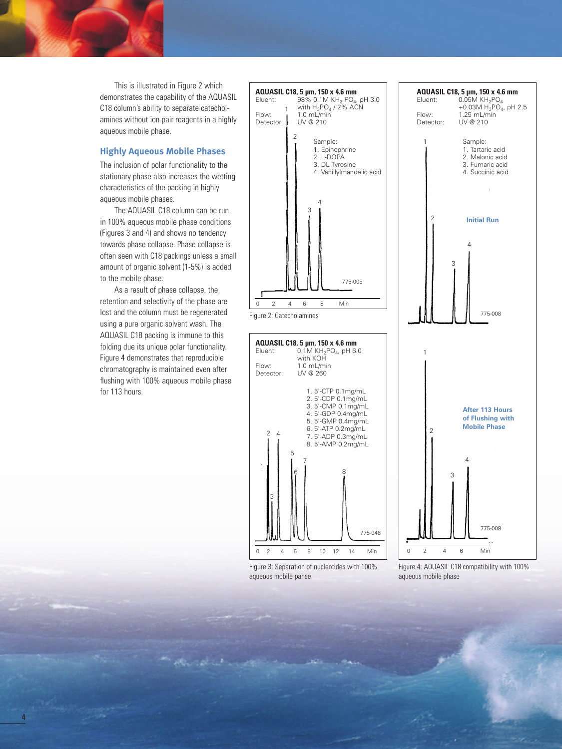This is illustrated in Figure 2 which demonstrates the capability of the AQUASIL C18 column's ability to separate catecholamines without ion pair reagents in a highly aqueous mobile phase.

## Highly Aqueous Mobile Phases

The inclusion of polar functionality to the stationary phase also increases the wetting characteristics of the packing in highly aqueous mobile phases.

The AQUASIL C18 column can be run in 100% aqueous mobile phase conditions (Figures 3 and 4) and shows no tendency towards phase collapse. Phase collapse is often seen with C18 packings unless a small amount of organic solvent (1-5%) is added to the mobile phase.

As a result of phase collapse, the retention and selectivity of the phase are lost and the column must be regenerated using a pure organic solvent wash. The AQUASIL C18 packing is immune to this folding due its unique polar functionality. Figure 4 demonstrates that reproducible chromatography is maintained even after flushing with 100% aqueous mobile phase for 113 hours.

**AQUASIL C18, 5 µm, 150 x 4.6 mm**
Eluent: 98% 0.1M $KH_2PO_4$, pH 3.0 with $H_3PO_4$ / 2% ACN
Flow: 1.0 mL/min
Detector: UV @ 210

Sample:
1. Epinephrine
2. L-DOPA
3. DL-Tyrosine
4. Vanillylmandelic acid

775-005

Figure 2: Catecholamines

**AQUASIL C18, 5 µm, 150 x 4.6 mm**
Eluent: 0.1M $KH_2PO_4$, pH 6.0 with KOH
Flow: 1.0 mL/min
Detector: UV @ 260

1. 5'-CTP 0.1mg/mL
2. 5'-CDP 0.1mg/mL
3. 5'-CMP 0.1mg/mL
4. 5'-GDP 0.4mg/mL
5. 5'-GMP 0.4mg/mL
6. 5'-ATP 0.2mg/mL
7. 5'-ADP 0.3mg/mL
8. 5'-AMP 0.2mg/mL

775-046

Figure 3: Separation of nucleotides with 100% aqueous mobile pahse

**AQUASIL C18, 5 µm, 150 x 4.6 mm**
Eluent: 0.05M $KH_2PO_4$ +0.03M $H_3PO_4$, pH 2.5
Flow: 1.25 mL/min
Detector: UV @ 210

Sample:
1. Tartaric acid
2. Malonic acid
3. Fumaric acid
4. Succinic acid

Initial Run (775-008)

After 113 Hours of Flushing with Mobile Phase (775-009)

Figure 4: AQUASIL C18 compatibility with 100% aqueous mobile phase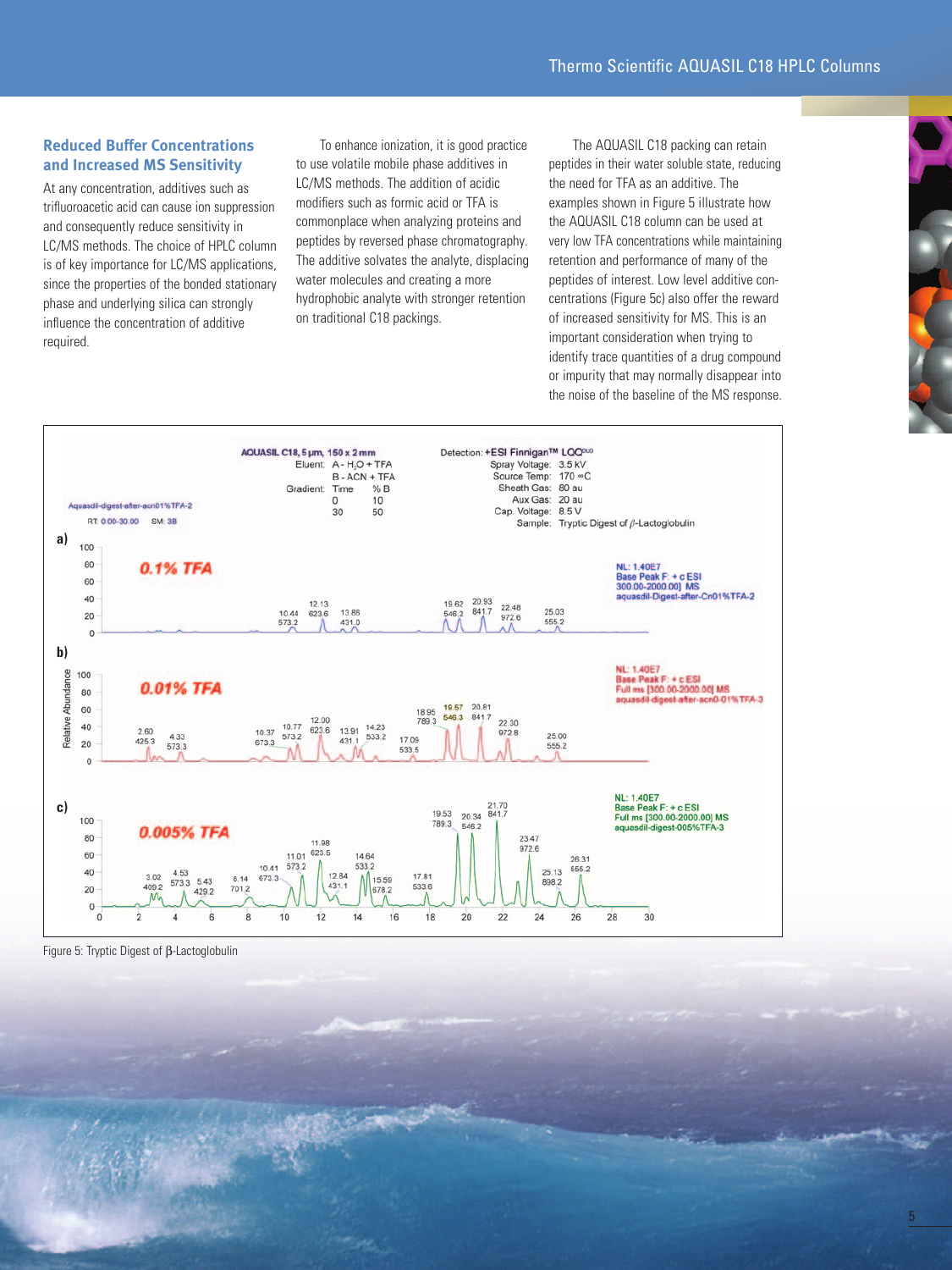## Reduced Buffer Concentrations and Increased MS Sensitivity

At any concentration, additives such as trifluoroacetic acid can cause ion suppression and consequently reduce sensitivity in LC/MS methods. The choice of HPLC column is of key importance for LC/MS applications, since the properties of the bonded stationary phase and underlying silica can strongly influence the concentration of additive required.

To enhance ionization, it is good practice to use volatile mobile phase additives in LC/MS methods. The addition of acidic modifiers such as formic acid or TFA is commonplace when analyzing proteins and peptides by reversed phase chromatography. The additive solvates the analyte, displacing water molecules and creating a more hydrophobic analyte with stronger retention on traditional C18 packings.

The AQUASIL C18 packing can retain peptides in their water soluble state, reducing the need for TFA as an additive. The examples shown in Figure 5 illustrate how the AQUASIL C18 column can be used at very low TFA concentrations while maintaining retention and performance of many of the peptides of interest. Low level additive concentrations (Figure 5c) also offer the reward of increased sensitivity for MS. This is an important consideration when trying to identify trace quantities of a drug compound or impurity that may normally disappear into the noise of the baseline of the MS response.

Figure 5: Tryptic Digest of β-Lactoglobulin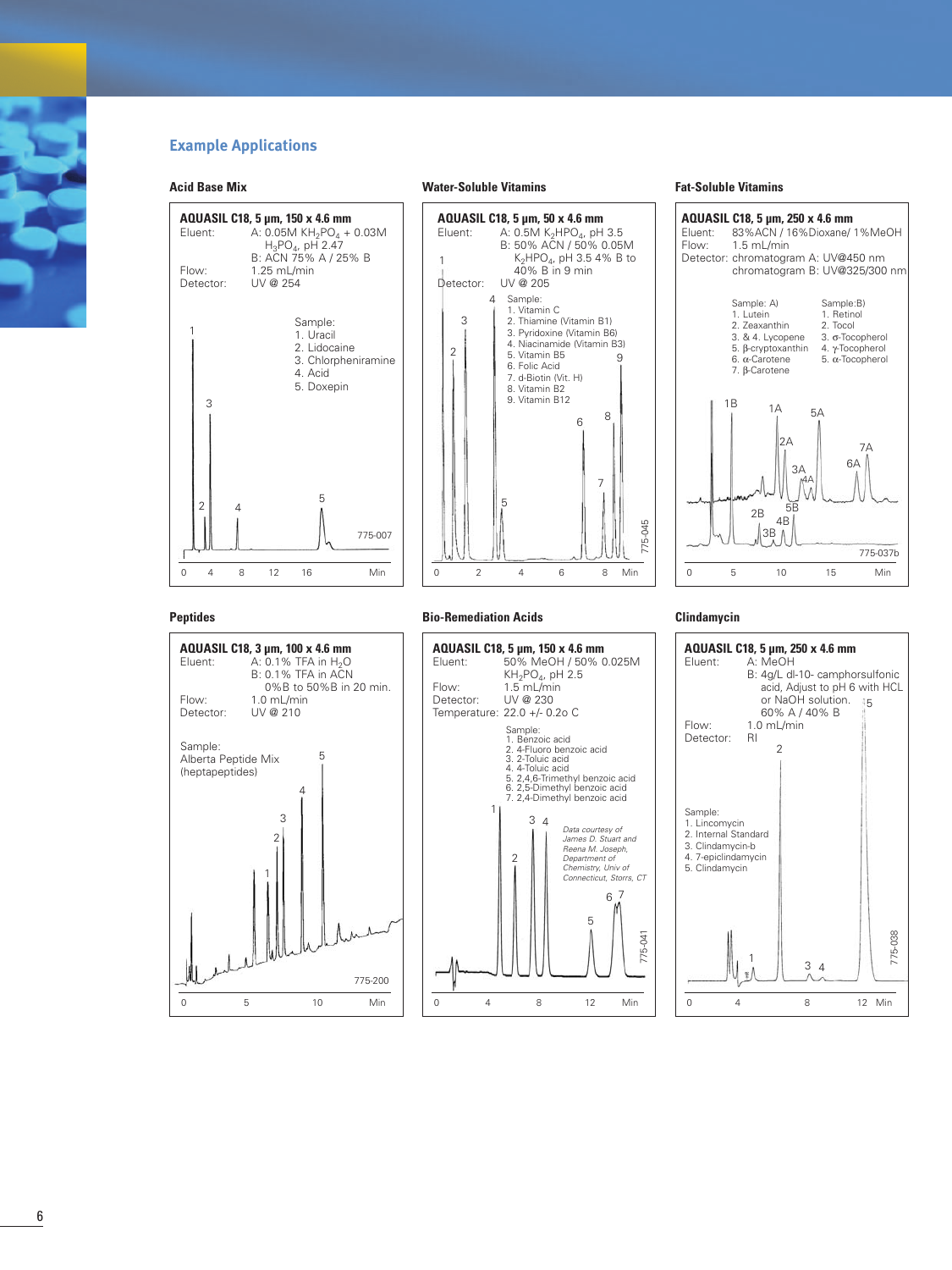## Example Applications

### Acid Base Mix

**AQUASIL C18, 5 µm, 150 x 4.6 mm**

Eluent: A: 0.05M $KH_2PO_4$ + 0.03M $H_3PO_4$, pH 2.47
B: ACN 75% A / 25% B
Flow: 1.25 mL/min
Detector: UV @ 254

Sample:
1. Uracil
2. Lidocaine
3. Chlorpheniramine
4. Acid
5. Doxepin

775-007

### Water-Soluble Vitamins

**AQUASIL C18, 5 µm, 50 x 4.6 mm**

Eluent: A: 0.5M $K_2HPO_4$, pH 3.5
B: 50% ACN / 50% 0.05M $K_2HPO_4$, pH 3.5 4% B to 40% B in 9 min
Detector: UV @ 205

Sample:
1. Vitamin C
2. Thiamine (Vitamin B1)
3. Pyridoxine (Vitamin B6)
4. Niacinamide (Vitamin B3)
5. Vitamin B5
6. Folic Acid
7. d-Biotin (Vit. H)
8. Vitamin B2
9. Vitamin B12

775-045

### Fat-Soluble Vitamins

**AQUASIL C18, 5 µm, 250 x 4.6 mm**

Eluent: 83%ACN / 16%Dioxane/ 1%MeOH
Flow: 1.5 mL/min
Detector: chromatogram A: UV@450 nm
chromatogram B: UV@325/300 nm

Sample: A)
1. Lutein
2. Zeaxanthin
3. & 4. Lycopene
5. β-cryptoxanthin
6. α-Carotene
7. β-Carotene

Sample:B)
1. Retinol
2. Tocol
3. σ-Tocopherol
4. γ-Tocopherol
5. α-Tocopherol

775-037b

### Peptides

**AQUASIL C18, 3 µm, 100 x 4.6 mm**

Eluent: A: 0.1% TFA in $H_2O$
B: 0.1% TFA in ACN
0%B to 50%B in 20 min.
Flow: 1.0 mL/min
Detector: UV @ 210

Sample:
Alberta Peptide Mix (heptapeptides)

775-200

### Bio-Remediation Acids

**AQUASIL C18, 5 µm, 150 x 4.6 mm**

Eluent: 50% MeOH / 50% 0.025M $KH_2PO_4$, pH 2.5
Flow: 1.5 mL/min
Detector: UV @ 230
Temperature: 22.0 +/- 0.2o C

Sample:
1. Benzoic acid
2. 4-Fluoro benzoic acid
3. 2-Toluic acid
4. 4-Toluic acid
5. 2,4,6-Trimethyl benzoic acid
6. 2,5-Dimethyl benzoic acid
7. 2,4-Dimethyl benzoic acid

*Data courtesy of James D. Stuart and Reena M. Joseph, Department of Chemistry, Univ of Connecticut, Storrs, CT*

775-041

### Clindamycin

**AQUASIL C18, 5 µm, 250 x 4.6 mm**

Eluent: A: MeOH
B: 4g/L dl-10- camphorsulfonic acid, Adjust to pH 6 with HCL or NaOH solution.
60% A / 40% B
Flow: 1.0 mL/min
Detector: RI

Sample:
1. Lincomycin
2. Internal Standard
3. Clindamycin-b
4. 7-epiclindamycin
5. Clindamycin

775-038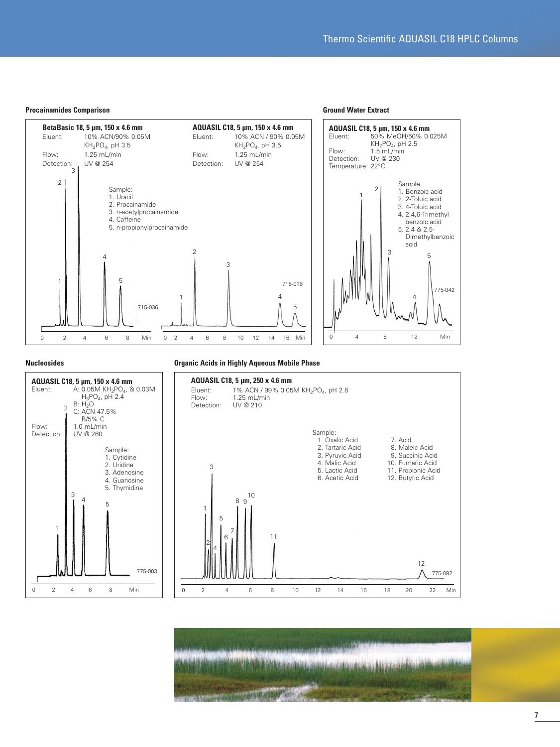## Procainamides Comparison

**BetaBasic 18, 5 µm, 150 x 4.6 mm**

Eluent: 10% ACN/90% 0.05M $KH_2PO_4$, pH 3.5
Flow: 1.25 mL/min
Detection: UV @ 254

**AQUASIL C18, 5 µm, 150 x 4.6 mm**

Eluent: 10% ACN / 90% 0.05M $KH_2PO_4$, pH 3.5
Flow: 1.25 mL/min
Detection: UV @ 254

Sample:
1. Uracil
2. Procainamide
3. n-acetylprocainamide
4. Caffeine
5. n-propionylprocainamide

715-036

715-016

## Ground Water Extract

**AQUASIL C18, 5 µm, 150 x 4.6 mm**

Eluent: 50% MeOH/50% 0.025M $KH_2PO_4$, pH 2.5
Flow: 1.5 mL/min
Detection: UV @ 230
Temperature: 22°C

Sample
1. Benzoic acid
2. 2-Toluic acid
3. 4-Toluic acid
4. 2,4,6-Trimethyl benzoic acid
5. 2,4 & 2,5-Dimethylbenzoic acid

775-042

## Nucleosides

**AQUASIL C18, 5 µm, 150 x 4.6 mm**

Eluent: A: 0.05M $KH_2PO_4$, & 0.03M $H_3PO_4$, pH 2.4
B: $H_2O$
C: ACN 47.5% B/5% C
Flow: 1.0 mL/min
Detection: UV @ 260

Sample:
1. Cytidine
2. Uridine
3. Adenosine
4. Guanosine
5. Thymidine

775-003

## Organic Acids in Highly Aqueous Mobile Phase

**AQUASIL C18, 5 µm, 250 x 4.6 mm**

Eluent: 1% ACN / 99% 0.05M $KH_2PO_4$, pH 2.8
Flow: 1.25 mL/min
Detection: UV @ 210

Sample:
1. Oxalic Acid
2. Tartaric Acid
3. Pyruvic Acid
4. Malic Acid
5. Lactic Acid
6. Acetic Acid
7. Acid
8. Maleic Acid
9. Succinic Acid
10. Fumaric Acid
11. Propionic Acid
12. Butyric Acid

775-092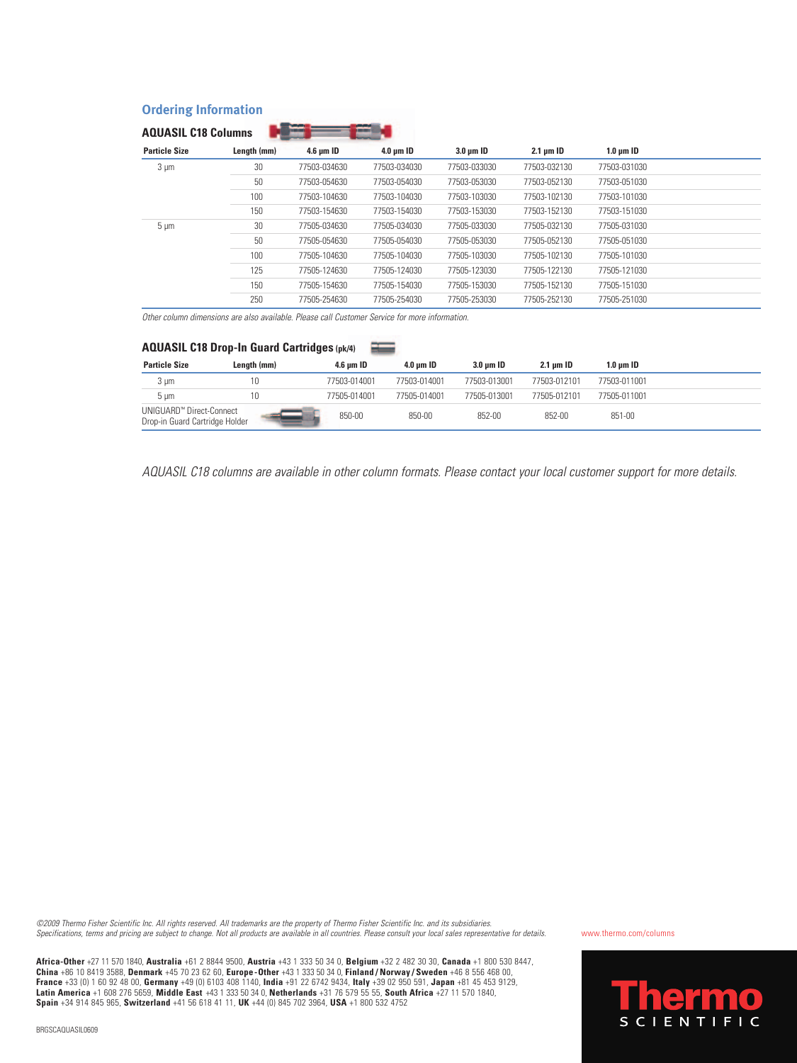## Ordering Information

### AQUASIL C18 Columns

| Particle Size | Length (mm) | 4.6 µm ID | 4.0 µm ID | 3.0 µm ID | 2.1 µm ID | 1.0 µm ID |
|---|---|---|---|---|---|---|
| 3 µm | 30 | 77503-034630 | 77503-034030 | 77503-033030 | 77503-032130 | 77503-031030 |
| | 50 | 77503-054630 | 77503-054030 | 77503-053030 | 77503-052130 | 77503-051030 |
| | 100 | 77503-104630 | 77503-104030 | 77503-103030 | 77503-102130 | 77503-101030 |
| | 150 | 77503-154630 | 77503-154030 | 77503-153030 | 77503-152130 | 77503-151030 |
| 5 µm | 30 | 77505-034630 | 77505-034030 | 77505-033030 | 77505-032130 | 77505-031030 |
| | 50 | 77505-054630 | 77505-054030 | 77505-053030 | 77505-052130 | 77505-051030 |
| | 100 | 77505-104630 | 77505-104030 | 77505-103030 | 77505-102130 | 77505-101030 |
| | 125 | 77505-124630 | 77505-124030 | 77505-123030 | 77505-122130 | 77505-121030 |
| | 150 | 77505-154630 | 77505-154030 | 77505-153030 | 77505-152130 | 77505-151030 |
| | 250 | 77505-254630 | 77505-254030 | 77505-253030 | 77505-252130 | 77505-251030 |

*Other column dimensions are also available. Please call Customer Service for more information.*

### AQUASIL C18 Drop-In Guard Cartridges (pk/4)

| Particle Size | Length (mm) | 4.6 µm ID | 4.0 µm ID | 3.0 µm ID | 2.1 µm ID | 1.0 µm ID |
|---|---|---|---|---|---|---|
| 3 µm | 10 | 77503-014001 | 77503-014001 | 77503-013001 | 77503-012101 | 77503-011001 |
| 5 µm | 10 | 77505-014001 | 77505-014001 | 77505-013001 | 77505-012101 | 77505-011001 |
| UNIGUARD™ Direct-Connect Drop-in Guard Cartridge Holder | | 850-00 | 850-00 | 852-00 | 852-00 | 851-00 |

*AQUASIL C18 columns are available in other column formats. Please contact your local customer support for more details.*

*©2009 Thermo Fisher Scientific Inc. All rights reserved. All trademarks are the property of Thermo Fisher Scientific Inc. and its subsidiaries. Specifications, terms and pricing are subject to change. Not all products are available in all countries. Please consult your local sales representative for details.*

www.thermo.com/columns

**Africa-Other** +27 11 570 1840, **Australia** +61 2 8844 9500, **Austria** +43 1 333 50 34 0, **Belgium** +32 2 482 30 30, **Canada** +1 800 530 8447, **China** +86 10 8419 3588, **Denmark** +45 70 23 62 60, **Europe-Other** +43 1 333 50 34 0, **Finland / Norway / Sweden** +46 8 556 468 00, **France** +33 (0) 1 60 92 48 00, **Germany** +49 (0) 6103 408 1140, **India** +91 22 6742 9434, **Italy** +39 02 950 591, **Japan** +81 45 453 9129, **Latin America** +1 608 276 5659, **Middle East** +43 1 333 50 34 0, **Netherlands** +31 76 579 55 55, **South Africa** +27 11 570 1840, **Spain** +34 914 845 965, **Switzerland** +41 56 618 41 11, **UK** +44 (0) 845 702 3964, **USA** +1 800 532 4752

BRGSCAQUASIL0609

Thermo SCIENTIFIC